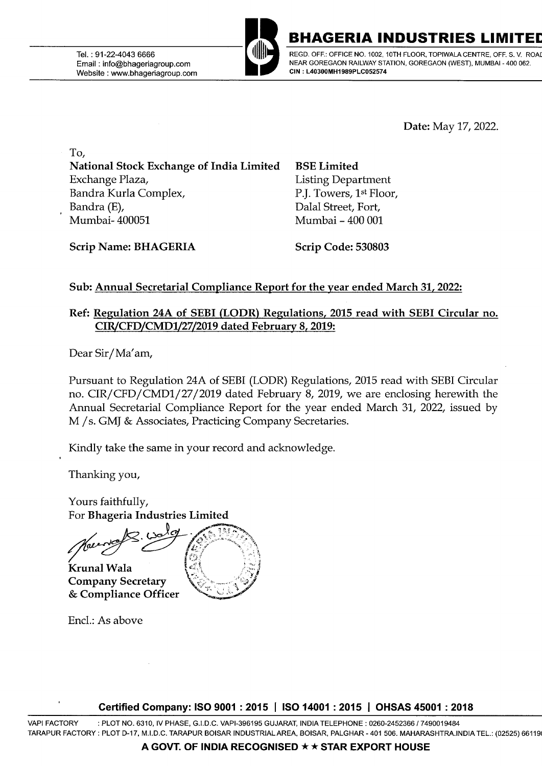# BHAGERIA INDUSTRIES LIMITED

Tel. : 91-22-4043 6666
Email : info@bhageriagroup.com
Website : www.bhageriagroup.com

REGD. OFF.: OFFICE NO. 1002, 10TH FLOOR, TOPIWALA CENTRE, OFF. S. V. ROAD NEAR GOREGAON RAILWAY STATION, GOREGAON (WEST), MUMBAI - 400 062.
CIN : L40300MH1989PLC052574

**Date:** May 17, 2022.

To,

| **National Stock Exchange of India Limited** | **BSE Limited** |
|---|---|
| Exchange Plaza, | Listing Department |
| Bandra Kurla Complex, | P.J. Towers, 1st Floor, |
| Bandra (E), | Dalal Street, Fort, |
| Mumbai- 400051 | Mumbai – 400 001 |
| **Scrip Name: BHAGERIA** | **Scrip Code: 530803** |

**Sub: <u>Annual Secretarial Compliance Report for the year ended March 31, 2022:</u>**

**Ref: <u>Regulation 24A of SEBI (LODR) Regulations, 2015 read with SEBI Circular no. CIR/CFD/CMD1/27/2019 dated February 8, 2019:</u>**

Dear Sir/Ma'am,

Pursuant to Regulation 24A of SEBI (LODR) Regulations, 2015 read with SEBI Circular no. CIR/CFD/CMD1/27/2019 dated February 8, 2019, we are enclosing herewith the Annual Secretarial Compliance Report for the year ended March 31, 2022, issued by M /s. GMJ & Associates, Practicing Company Secretaries.

Kindly take the same in your record and acknowledge.

Thanking you,

Yours faithfully,
For **Bhageria Industries Limited**

**Krunal Wala**
**Company Secretary**
**& Compliance Officer**

Encl.: As above

**Certified Company: ISO 9001 : 2015 | ISO 14001 : 2015 | OHSAS 45001 : 2018**

VAPI FACTORY : PLOT NO. 6310, IV PHASE, G.I.D.C. VAPI-396195 GUJARAT, INDIA TELEPHONE : 0260-2452366 / 7490019484
TARAPUR FACTORY : PLOT D-17, M.I.D.C. TARAPUR BOISAR INDUSTRIAL AREA, BOISAR, PALGHAR - 401 506. MAHARASHTRA.INDIA TEL.: (02525) 66119

**A GOVT. OF INDIA RECOGNISED ★★ STAR EXPORT HOUSE**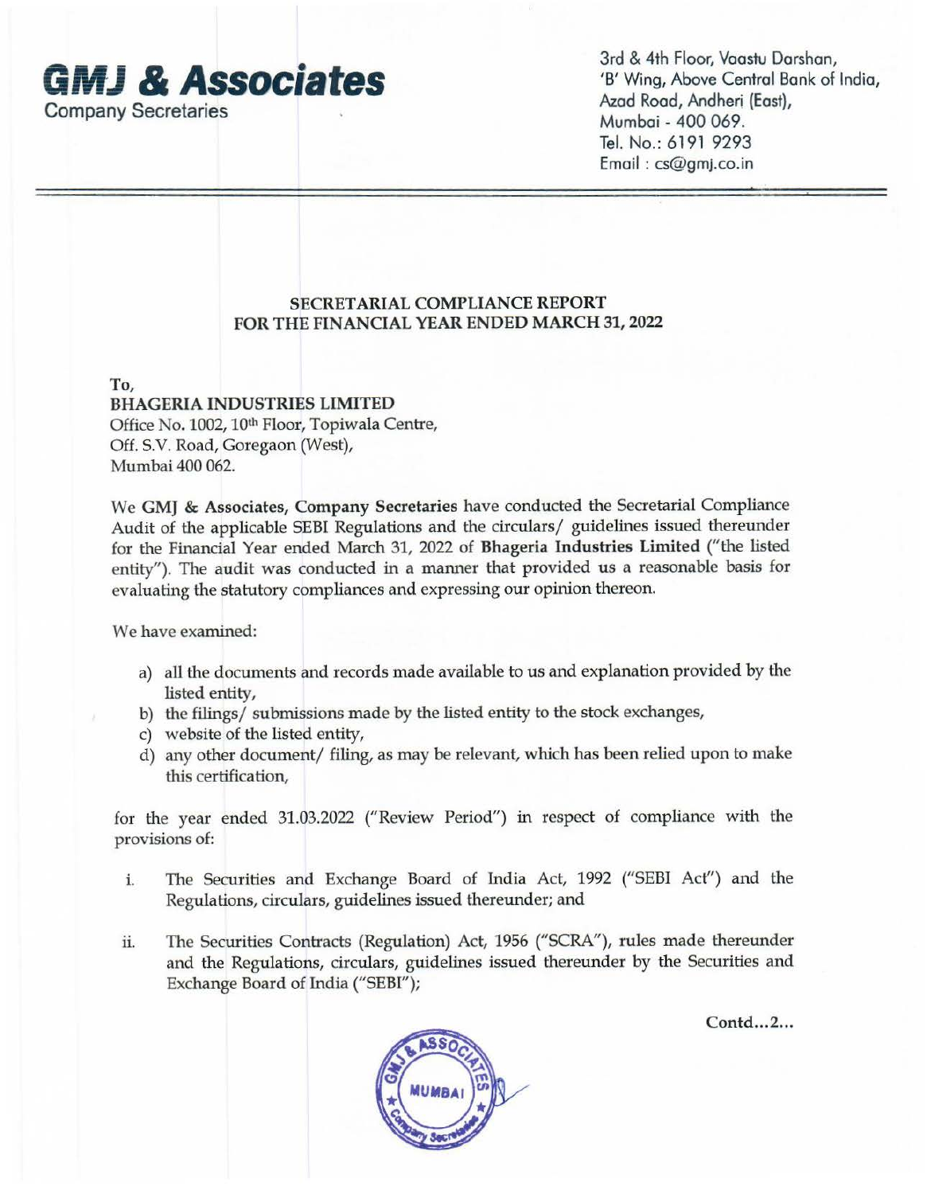**GMJ & Associates**
Company Secretaries

3rd & 4th Floor, Vaastu Darshan,
'B' Wing, Above Central Bank of India,
Azad Road, Andheri (East),
Mumbai - 400 069.
Tel. No.: 6191 9293
Email : cs@gmj.co.in

## SECRETARIAL COMPLIANCE REPORT
## FOR THE FINANCIAL YEAR ENDED MARCH 31, 2022

To,
**BHAGERIA INDUSTRIES LIMITED**
Office No. 1002, 10th Floor, Topiwala Centre,
Off. S.V. Road, Goregaon (West),
Mumbai 400 062.

We **GMJ & Associates, Company Secretaries** have conducted the Secretarial Compliance Audit of the applicable SEBI Regulations and the circulars/ guidelines issued thereunder for the Financial Year ended March 31, 2022 of **Bhageria Industries Limited** ("the listed entity"). The audit was conducted in a manner that provided us a reasonable basis for evaluating the statutory compliances and expressing our opinion thereon.

We have examined:

a) all the documents and records made available to us and explanation provided by the listed entity,
b) the filings/ submissions made by the listed entity to the stock exchanges,
c) website of the listed entity,
d) any other document/ filing, as may be relevant, which has been relied upon to make this certification,

for the year ended 31.03.2022 ("Review Period") in respect of compliance with the provisions of:

i. The Securities and Exchange Board of India Act, 1992 ("SEBI Act") and the Regulations, circulars, guidelines issued thereunder; and

ii. The Securities Contracts (Regulation) Act, 1956 ("SCRA"), rules made thereunder and the Regulations, circulars, guidelines issued thereunder by the Securities and Exchange Board of India ("SEBI");

Contd...2...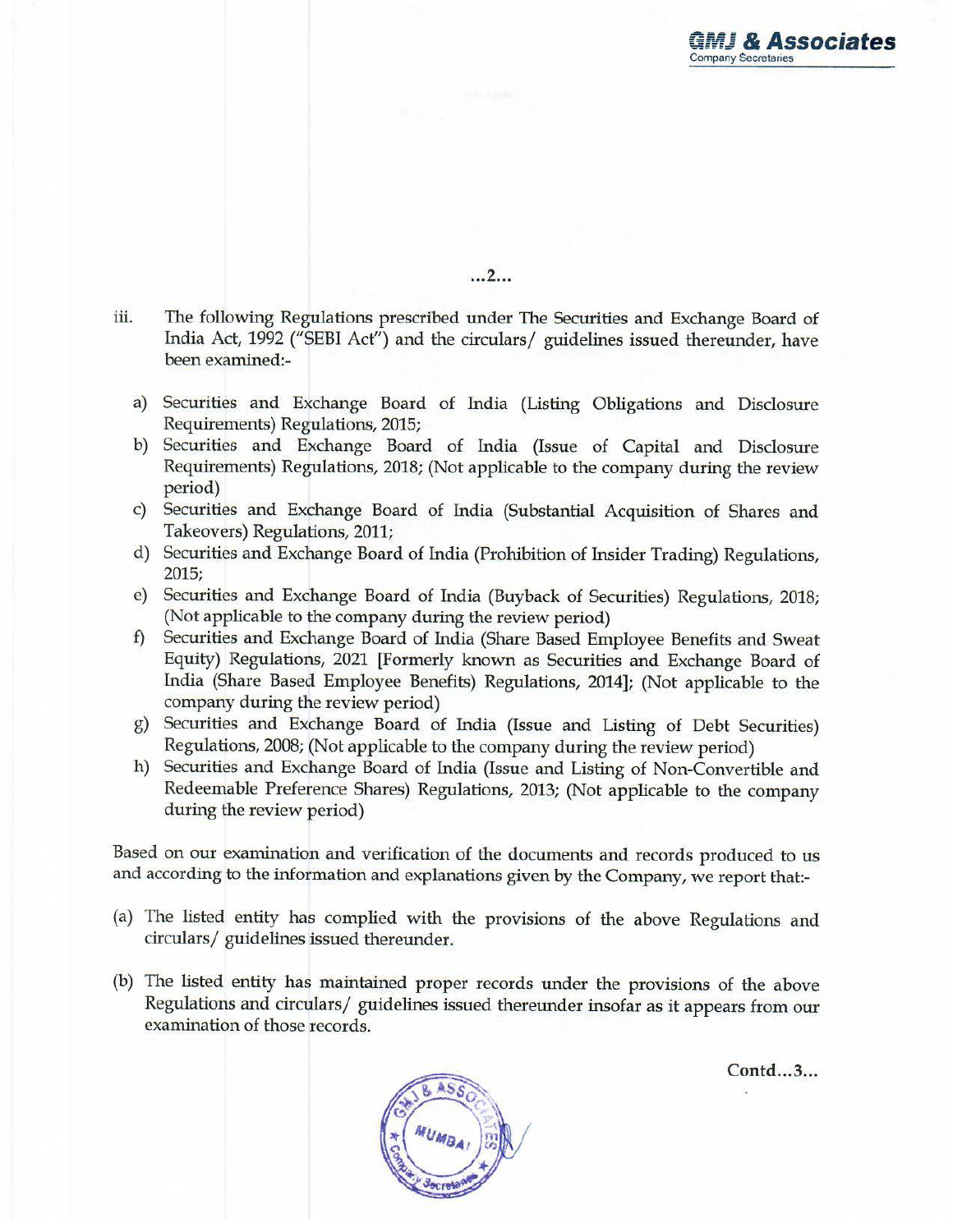iii. The following Regulations prescribed under The Securities and Exchange Board of India Act, 1992 ("SEBI Act") and the circulars/ guidelines issued thereunder, have been examined:-

a) Securities and Exchange Board of India (Listing Obligations and Disclosure Requirements) Regulations, 2015;
b) Securities and Exchange Board of India (Issue of Capital and Disclosure Requirements) Regulations, 2018; (Not applicable to the company during the review period)
c) Securities and Exchange Board of India (Substantial Acquisition of Shares and Takeovers) Regulations, 2011;
d) Securities and Exchange Board of India (Prohibition of Insider Trading) Regulations, 2015;
e) Securities and Exchange Board of India (Buyback of Securities) Regulations, 2018; (Not applicable to the company during the review period)
f) Securities and Exchange Board of India (Share Based Employee Benefits and Sweat Equity) Regulations, 2021 [Formerly known as Securities and Exchange Board of India (Share Based Employee Benefits) Regulations, 2014]; (Not applicable to the company during the review period)
g) Securities and Exchange Board of India (Issue and Listing of Debt Securities) Regulations, 2008; (Not applicable to the company during the review period)
h) Securities and Exchange Board of India (Issue and Listing of Non-Convertible and Redeemable Preference Shares) Regulations, 2013; (Not applicable to the company during the review period)

Based on our examination and verification of the documents and records produced to us and according to the information and explanations given by the Company, we report that:-

(a) The listed entity has complied with the provisions of the above Regulations and circulars/ guidelines issued thereunder.

(b) The listed entity has maintained proper records under the provisions of the above Regulations and circulars/ guidelines issued thereunder insofar as it appears from our examination of those records.

Contd...3...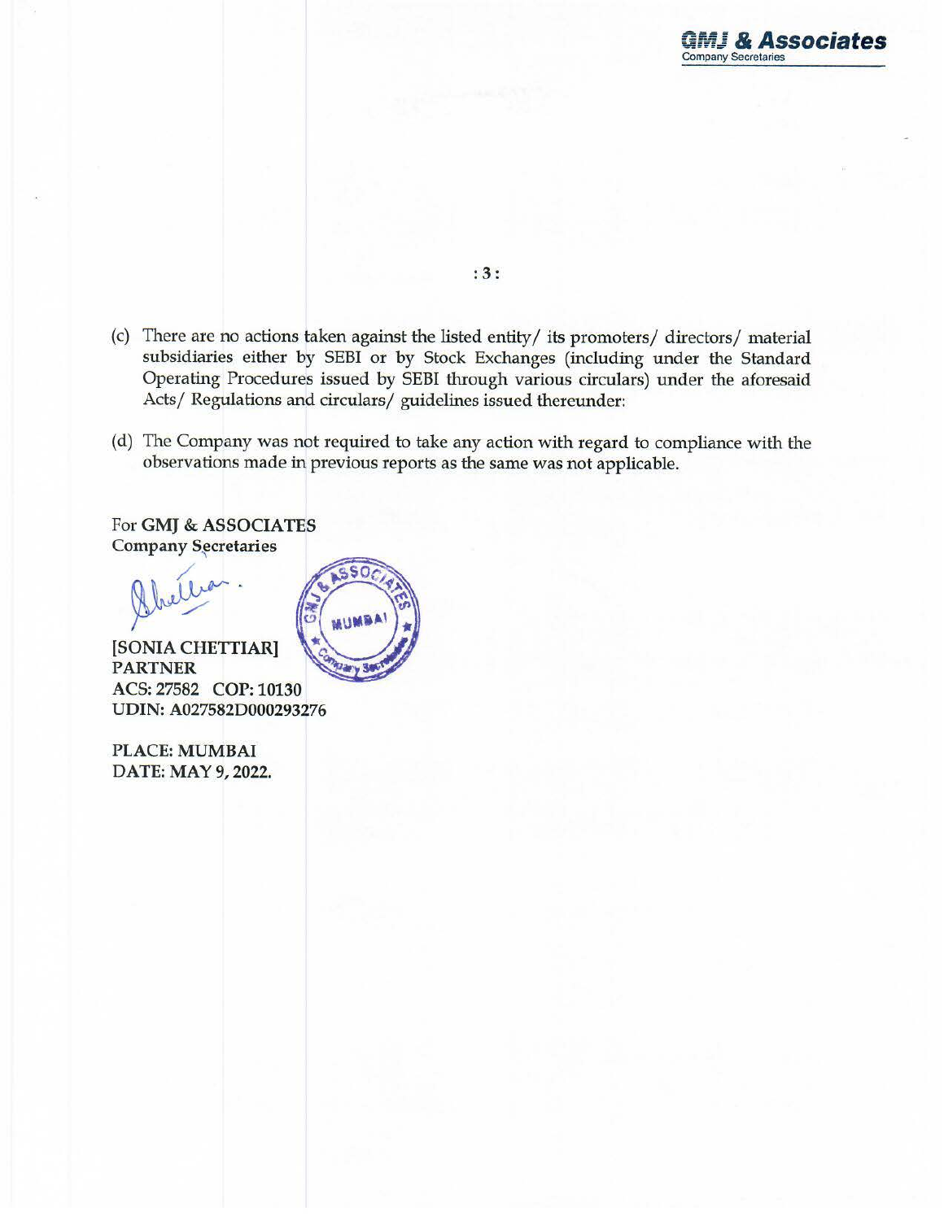(c) There are no actions taken against the listed entity/ its promoters/ directors/ material subsidiaries either by SEBI or by Stock Exchanges (including under the Standard Operating Procedures issued by SEBI through various circulars) under the aforesaid Acts/ Regulations and circulars/ guidelines issued thereunder:

(d) The Company was not required to take any action with regard to compliance with the observations made in previous reports as the same was not applicable.

For **GMJ & ASSOCIATES**
**Company Secretaries**

**[SONIA CHETTIAR]**
**PARTNER**
**ACS: 27582 COP: 10130**
**UDIN: A027582D000293276**

**PLACE: MUMBAI**
**DATE: MAY 9, 2022.**